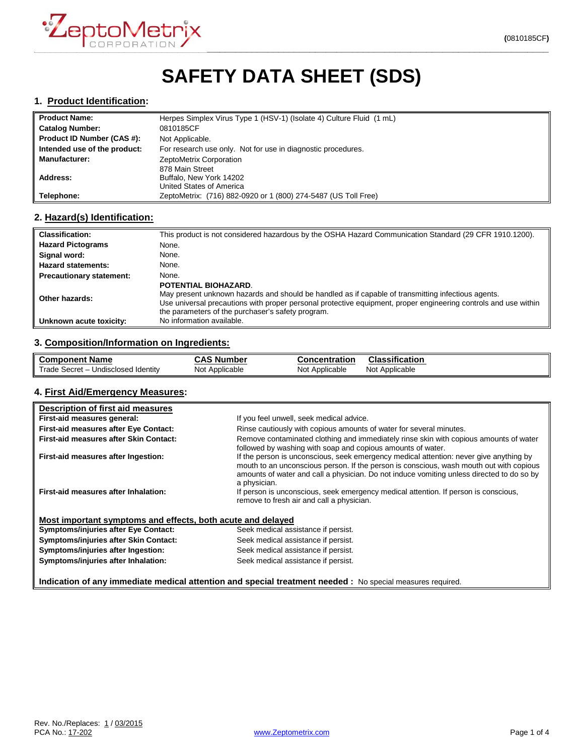# SAFETY DATA SHEET (SDS)

## 1. Product Identification:

| | |
|---|---|
| **Product Name:** | Herpes Simplex Virus Type 1 (HSV-1) (Isolate 4) Culture Fluid (1 mL) |
| **Catalog Number:** | 0810185CF |
| **Product ID Number (CAS #):** | Not Applicable. |
| **Intended use of the product:** | For research use only. Not for use in diagnostic procedures. |
| **Manufacturer:** | ZeptoMetrix Corporation |
| **Address:** | 878 Main Street<br>Buffalo, New York 14202<br>United States of America |
| **Telephone:** | ZeptoMetrix: (716) 882-0920 or 1 (800) 274-5487 (US Toll Free) |

## 2. Hazard(s) Identification:

| | |
|---|---|
| **Classification:** | This product is not considered hazardous by the OSHA Hazard Communication Standard (29 CFR 1910.1200). |
| **Hazard Pictograms** | None. |
| **Signal word:** | None. |
| **Hazard statements:** | None. |
| **Precautionary statement:** | None. |
| **Other hazards:** | **POTENTIAL BIOHAZARD**.<br>May present unknown hazards and should be handled as if capable of transmitting infectious agents.<br>Use universal precautions with proper personal protective equipment, proper engineering controls and use within the parameters of the purchaser's safety program. |
| **Unknown acute toxicity:** | No information available. |

## 3. Composition/Information on Ingredients:

| Component Name | CAS Number | Concentration | Classification |
|---|---|---|---|
| Trade Secret – Undisclosed Identity | Not Applicable | Not Applicable | Not Applicable |

## 4. First Aid/Emergency Measures:

**Description of first aid measures**

| | |
|---|---|
| **First-aid measures general:** | If you feel unwell, seek medical advice. |
| **First-aid measures after Eye Contact:** | Rinse cautiously with copious amounts of water for several minutes. |
| **First-aid measures after Skin Contact:** | Remove contaminated clothing and immediately rinse skin with copious amounts of water followed by washing with soap and copious amounts of water. |
| **First-aid measures after Ingestion:** | If the person is unconscious, seek emergency medical attention: never give anything by mouth to an unconscious person. If the person is conscious, wash mouth out with copious amounts of water and call a physician. Do not induce vomiting unless directed to do so by a physician. |
| **First-aid measures after Inhalation:** | If person is unconscious, seek emergency medical attention. If person is conscious, remove to fresh air and call a physician. |

**Most important symptoms and effects, both acute and delayed**

| | |
|---|---|
| **Symptoms/injuries after Eye Contact:** | Seek medical assistance if persist. |
| **Symptoms/injuries after Skin Contact:** | Seek medical assistance if persist. |
| **Symptoms/injuries after Ingestion:** | Seek medical assistance if persist. |
| **Symptoms/injuries after Inhalation:** | Seek medical assistance if persist. |

**Indication of any immediate medical attention and special treatment needed :** No special measures required.

Rev. No./Replaces: 1 / 03/2015
PCA No.: 17-202

www.Zeptometrix.com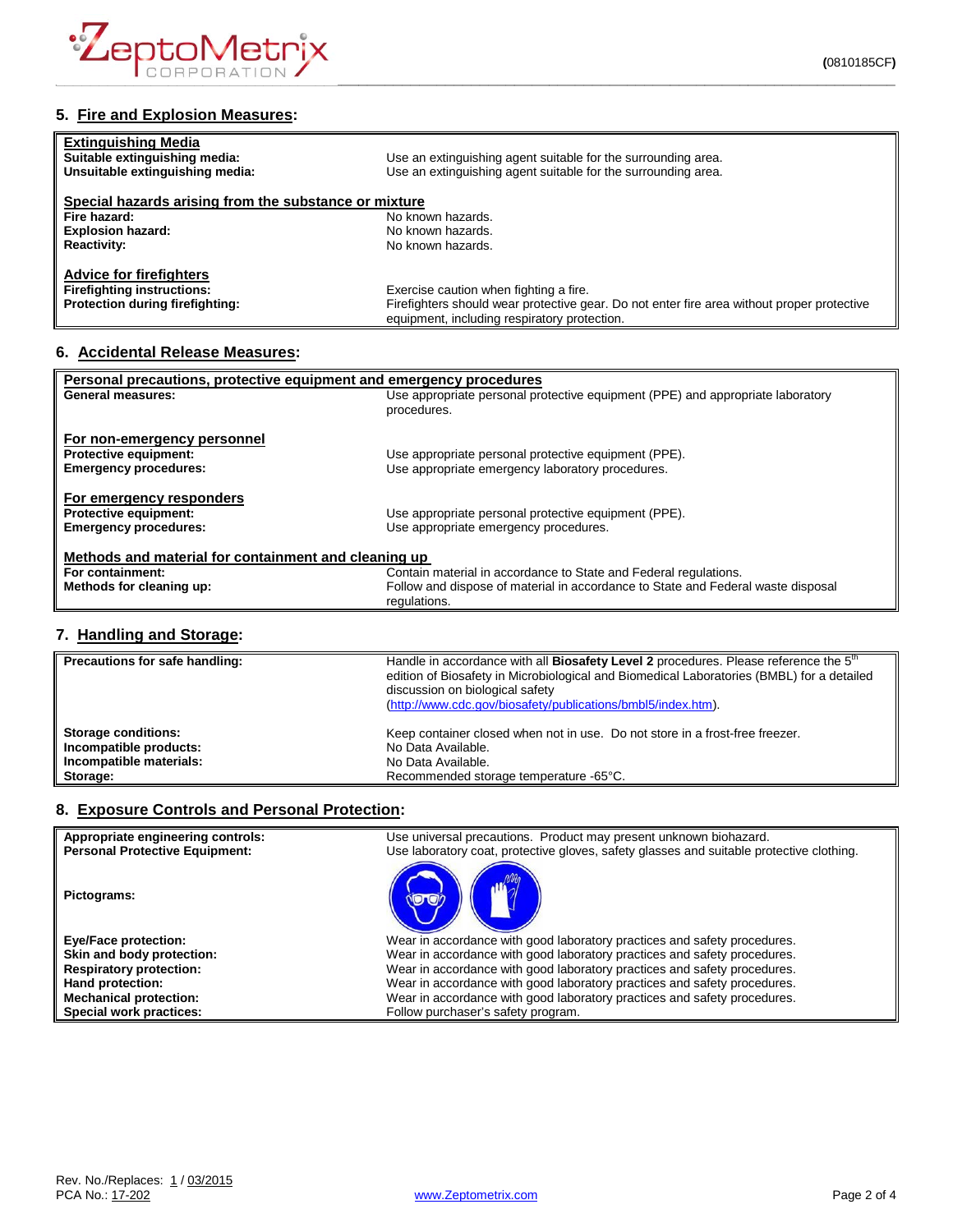## 5. Fire and Explosion Measures:

| **Extinguishing Media** | |
|---|---|
| **Suitable extinguishing media:** | Use an extinguishing agent suitable for the surrounding area. |
| **Unsuitable extinguishing media:** | Use an extinguishing agent suitable for the surrounding area. |
| **Special hazards arising from the substance or mixture** | |
| **Fire hazard:** | No known hazards. |
| **Explosion hazard:** | No known hazards. |
| **Reactivity:** | No known hazards. |
| **Advice for firefighters** | |
| **Firefighting instructions:** | Exercise caution when fighting a fire. |
| **Protection during firefighting:** | Firefighters should wear protective gear. Do not enter fire area without proper protective equipment, including respiratory protection. |

## 6. Accidental Release Measures:

| **Personal precautions, protective equipment and emergency procedures** | |
|---|---|
| **General measures:** | Use appropriate personal protective equipment (PPE) and appropriate laboratory procedures. |
| **For non-emergency personnel** | |
| **Protective equipment:** | Use appropriate personal protective equipment (PPE). |
| **Emergency procedures:** | Use appropriate emergency laboratory procedures. |
| **For emergency responders** | |
| **Protective equipment:** | Use appropriate personal protective equipment (PPE). |
| **Emergency procedures:** | Use appropriate emergency procedures. |
| **Methods and material for containment and cleaning up** | |
| **For containment:** | Contain material in accordance to State and Federal regulations. |
| **Methods for cleaning up:** | Follow and dispose of material in accordance to State and Federal waste disposal regulations. |

## 7. Handling and Storage:

| | |
|---|---|
| **Precautions for safe handling:** | Handle in accordance with all **Biosafety Level 2** procedures. Please reference the 5th edition of Biosafety in Microbiological and Biomedical Laboratories (BMBL) for a detailed discussion on biological safety (http://www.cdc.gov/biosafety/publications/bmbl5/index.htm). |
| **Storage conditions:** | Keep container closed when not in use. Do not store in a frost-free freezer. |
| **Incompatible products:** | No Data Available. |
| **Incompatible materials:** | No Data Available. |
| **Storage:** | Recommended storage temperature -65°C. |

## 8. Exposure Controls and Personal Protection:

| | |
|---|---|
| **Appropriate engineering controls:** | Use universal precautions. Product may present unknown biohazard. |
| **Personal Protective Equipment:** | Use laboratory coat, protective gloves, safety glasses and suitable protective clothing. |
| **Pictograms:** | |
| **Eye/Face protection:** | Wear in accordance with good laboratory practices and safety procedures. |
| **Skin and body protection:** | Wear in accordance with good laboratory practices and safety procedures. |
| **Respiratory protection:** | Wear in accordance with good laboratory practices and safety procedures. |
| **Hand protection:** | Wear in accordance with good laboratory practices and safety procedures. |
| **Mechanical protection:** | Wear in accordance with good laboratory practices and safety procedures. |
| **Special work practices:** | Follow purchaser's safety program. |

Rev. No./Replaces: 1 / 03/2015
PCA No.: 17-202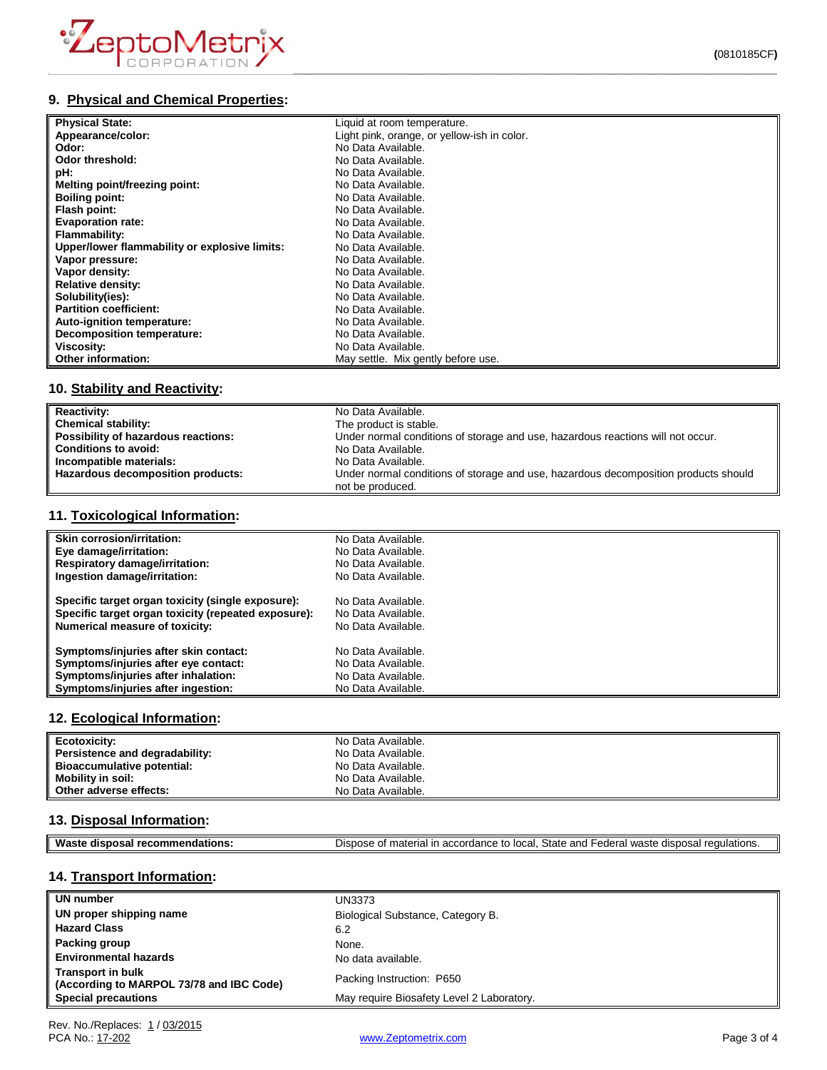## 9. Physical and Chemical Properties:

| | |
|---|---|
| **Physical State:** | Liquid at room temperature. |
| **Appearance/color:** | Light pink, orange, or yellow-ish in color. |
| **Odor:** | No Data Available. |
| **Odor threshold:** | No Data Available. |
| **pH:** | No Data Available. |
| **Melting point/freezing point:** | No Data Available. |
| **Boiling point:** | No Data Available. |
| **Flash point:** | No Data Available. |
| **Evaporation rate:** | No Data Available. |
| **Flammability:** | No Data Available. |
| **Upper/lower flammability or explosive limits:** | No Data Available. |
| **Vapor pressure:** | No Data Available. |
| **Vapor density:** | No Data Available. |
| **Relative density:** | No Data Available. |
| **Solubility(ies):** | No Data Available. |
| **Partition coefficient:** | No Data Available. |
| **Auto-ignition temperature:** | No Data Available. |
| **Decomposition temperature:** | No Data Available. |
| **Viscosity:** | No Data Available. |
| **Other information:** | May settle. Mix gently before use. |

## 10. Stability and Reactivity:

| | |
|---|---|
| **Reactivity:** | No Data Available. |
| **Chemical stability:** | The product is stable. |
| **Possibility of hazardous reactions:** | Under normal conditions of storage and use, hazardous reactions will not occur. |
| **Conditions to avoid:** | No Data Available. |
| **Incompatible materials:** | No Data Available. |
| **Hazardous decomposition products:** | Under normal conditions of storage and use, hazardous decomposition products should not be produced. |

## 11. Toxicological Information:

| | |
|---|---|
| **Skin corrosion/irritation:** | No Data Available. |
| **Eye damage/irritation:** | No Data Available. |
| **Respiratory damage/irritation:** | No Data Available. |
| **Ingestion damage/irritation:** | No Data Available. |
| **Specific target organ toxicity (single exposure):** | No Data Available. |
| **Specific target organ toxicity (repeated exposure):** | No Data Available. |
| **Numerical measure of toxicity:** | No Data Available. |
| **Symptoms/injuries after skin contact:** | No Data Available. |
| **Symptoms/injuries after eye contact:** | No Data Available. |
| **Symptoms/injuries after inhalation:** | No Data Available. |
| **Symptoms/injuries after ingestion:** | No Data Available. |

## 12. Ecological Information:

| | |
|---|---|
| **Ecotoxicity:** | No Data Available. |
| **Persistence and degradability:** | No Data Available. |
| **Bioaccumulative potential:** | No Data Available. |
| **Mobility in soil:** | No Data Available. |
| **Other adverse effects:** | No Data Available. |

## 13. Disposal Information:

| | |
|---|---|
| **Waste disposal recommendations:** | Dispose of material in accordance to local, State and Federal waste disposal regulations. |

## 14. Transport Information:

| | |
|---|---|
| **UN number** | UN3373 |
| **UN proper shipping name** | Biological Substance, Category B. |
| **Hazard Class** | 6.2 |
| **Packing group** | None. |
| **Environmental hazards** | No data available. |
| **Transport in bulk (According to MARPOL 73/78 and IBC Code)** | Packing Instruction: P650 |
| **Special precautions** | May require Biosafety Level 2 Laboratory. |

Rev. No./Replaces: 1 / 03/2015
PCA No.: 17-202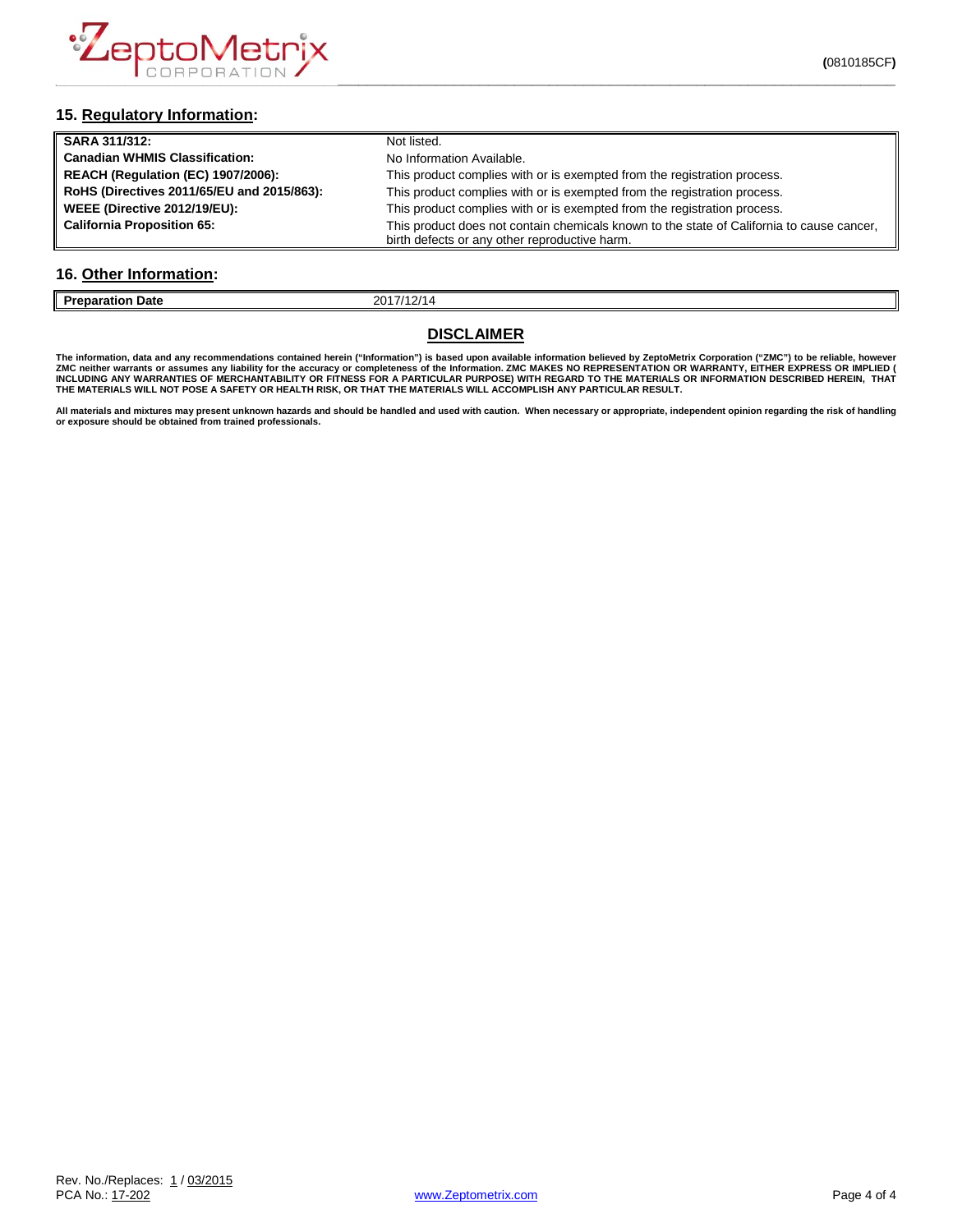## 15. Regulatory Information:

| | |
|---|---|
| **SARA 311/312:** | Not listed. |
| **Canadian WHMIS Classification:** | No Information Available. |
| **REACH (Regulation (EC) 1907/2006):** | This product complies with or is exempted from the registration process. |
| **RoHS (Directives 2011/65/EU and 2015/863):** | This product complies with or is exempted from the registration process. |
| **WEEE (Directive 2012/19/EU):** | This product complies with or is exempted from the registration process. |
| **California Proposition 65:** | This product does not contain chemicals known to the state of California to cause cancer, birth defects or any other reproductive harm. |

## 16. Other Information:

| | |
|---|---|
| **Preparation Date** | 2017/12/14 |

## DISCLAIMER

**The information, data and any recommendations contained herein ("Information") is based upon available information believed by ZeptoMetrix Corporation ("ZMC") to be reliable, however ZMC neither warrants or assumes any liability for the accuracy or completeness of the Information. ZMC MAKES NO REPRESENTATION OR WARRANTY, EITHER EXPRESS OR IMPLIED ( INCLUDING ANY WARRANTIES OF MERCHANTABILITY OR FITNESS FOR A PARTICULAR PURPOSE) WITH REGARD TO THE MATERIALS OR INFORMATION DESCRIBED HEREIN, THAT THE MATERIALS WILL NOT POSE A SAFETY OR HEALTH RISK, OR THAT THE MATERIALS WILL ACCOMPLISH ANY PARTICULAR RESULT.**

**All materials and mixtures may present unknown hazards and should be handled and used with caution. When necessary or appropriate, independent opinion regarding the risk of handling or exposure should be obtained from trained professionals.**